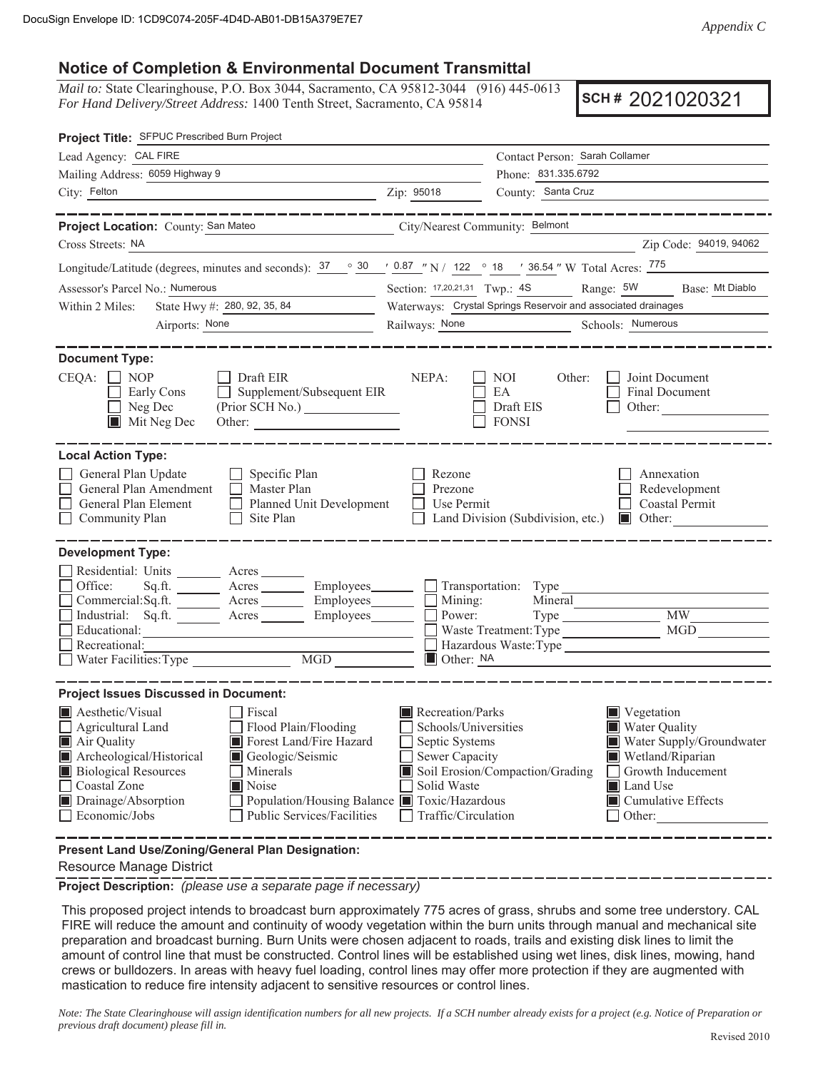DocuSign Envelope ID: 1CD9C074-205F-4D4D-AB01-DB15A379E7E7

*Appendix C*

## Notice of Completion & Environmental Document Transmittal

*Mail to:* State Clearinghouse, P.O. Box 3044, Sacramento, CA 95812-3044 (916) 445-0613
*For Hand Delivery/Street Address:* 1400 Tenth Street, Sacramento, CA 95814

**SCH #** 2021020321

**Project Title:** SFPUC Prescribed Burn Project

Lead Agency: CAL FIRE — Contact Person: Sarah Collamer
Mailing Address: 6059 Highway 9 — Phone: 831.335.6792
City: Felton — Zip: 95018 — County: Santa Cruz

---

**Project Location:** County: San Mateo — City/Nearest Community: Belmont
Cross Streets: NA — Zip Code: 94019, 94062
Longitude/Latitude (degrees, minutes and seconds): 37 ° 30 ′ 0.87 ″ N / 122 ° 18 ′ 36.54 ″ W Total Acres: 775
Assessor's Parcel No.: Numerous — Section: 17,20,21,31 Twp.: 4S Range: 5W Base: Mt Diablo
Within 2 Miles: State Hwy #: 280, 92, 35, 84 — Waterways: Crystal Springs Reservoir and associated drainages
Airports: None — Railways: None — Schools: Numerous

---

**Document Type:**

CEQA: ☐ NOP ☐ Early Cons ☐ Neg Dec ☒ Mit Neg Dec ☐ Draft EIR ☐ Supplement/Subsequent EIR (Prior SCH No.) ______ Other: ______
NEPA: ☐ NOI ☐ EA ☐ Draft EIS ☐ FONSI
Other: ☐ Joint Document ☐ Final Document ☐ Other: ______

---

**Local Action Type:**

☐ General Plan Update ☐ General Plan Amendment ☐ General Plan Element ☐ Community Plan ☐ Specific Plan ☐ Master Plan ☐ Planned Unit Development ☐ Site Plan ☐ Rezone ☐ Prezone ☐ Use Permit ☐ Land Division (Subdivision, etc.) ☐ Annexation ☐ Redevelopment ☐ Coastal Permit ☒ Other: ______

---

**Development Type:**

☐ Residential: Units ____ Acres ____
☐ Office: Sq.ft. ____ Acres ____ Employees ____
☐ Commercial: Sq.ft. ____ Acres ____ Employees ____
☐ Industrial: Sq.ft. ____ Acres ____ Employees ____
☐ Educational: ____
☐ Recreational: ____
☐ Water Facilities: Type ____ MGD ____
☐ Transportation: Type ____
☐ Mining: Mineral ____
☐ Power: Type ____ MW ____
☐ Waste Treatment: Type ____ MGD ____
☐ Hazardous Waste: Type ____
☒ Other: NA

---

**Project Issues Discussed in Document:**

☒ Aesthetic/Visual ☐ Agricultural Land ☒ Air Quality ☒ Archeological/Historical ☒ Biological Resources ☐ Coastal Zone ☒ Drainage/Absorption ☐ Economic/Jobs ☐ Fiscal ☐ Flood Plain/Flooding ☒ Forest Land/Fire Hazard ☒ Geologic/Seismic ☐ Minerals ☒ Noise ☐ Population/Housing Balance ☐ Public Services/Facilities ☒ Recreation/Parks ☐ Schools/Universities ☐ Septic Systems ☐ Sewer Capacity ☒ Soil Erosion/Compaction/Grading ☐ Solid Waste ☒ Toxic/Hazardous ☐ Traffic/Circulation ☒ Vegetation ☒ Water Quality ☒ Water Supply/Groundwater ☒ Wetland/Riparian ☐ Growth Inducement ☒ Land Use ☒ Cumulative Effects ☐ Other: ______

---

**Present Land Use/Zoning/General Plan Designation:**
Resource Manage District

---

**Project Description:** *(please use a separate page if necessary)*

This proposed project intends to broadcast burn approximately 775 acres of grass, shrubs and some tree understory. CAL FIRE will reduce the amount and continuity of woody vegetation within the burn units through manual and mechanical site preparation and broadcast burning. Burn Units were chosen adjacent to roads, trails and existing disk lines to limit the amount of control line that must be constructed. Control lines will be established using wet lines, disk lines, mowing, hand crews or bulldozers. In areas with heavy fuel loading, control lines may offer more protection if they are augmented with mastication to reduce fire intensity adjacent to sensitive resources or control lines.

*Note: The State Clearinghouse will assign identification numbers for all new projects. If a SCH number already exists for a project (e.g. Notice of Preparation or previous draft document) please fill in.*

Revised 2010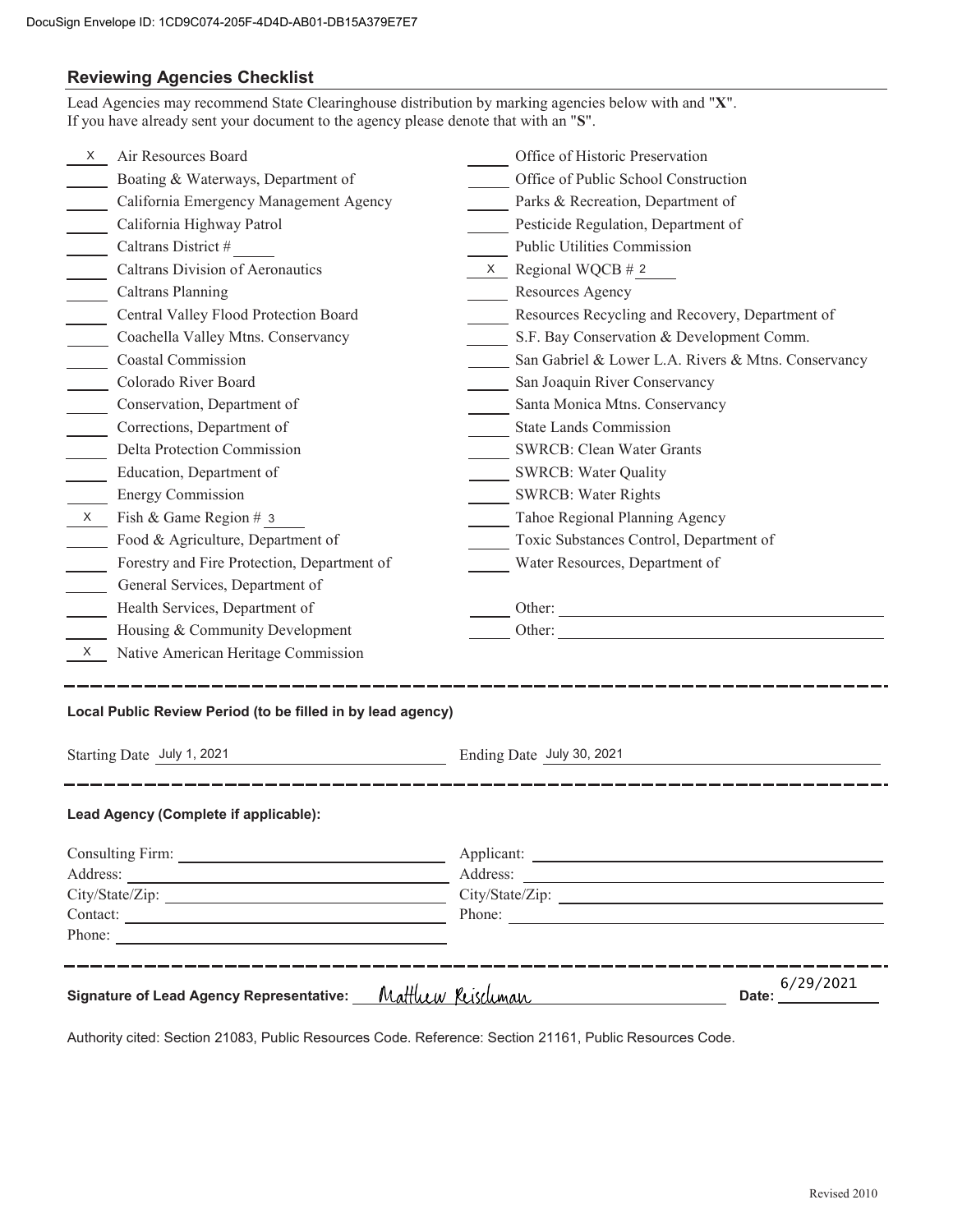DocuSign Envelope ID: 1CD9C074-205F-4D4D-AB01-DB15A379E7E7

## Reviewing Agencies Checklist

Lead Agencies may recommend State Clearinghouse distribution by marking agencies below with and "**X**". If you have already sent your document to the agency please denote that with an "**S**".

| | | | |
|---|---|---|---|
| X | Air Resources Board | | Office of Historic Preservation |
| | Boating & Waterways, Department of | | Office of Public School Construction |
| | California Emergency Management Agency | | Parks & Recreation, Department of |
| | California Highway Patrol | | Pesticide Regulation, Department of |
| | Caltrans District # | | Public Utilities Commission |
| | Caltrans Division of Aeronautics | X | Regional WQCB # 2 |
| | Caltrans Planning | | Resources Agency |
| | Central Valley Flood Protection Board | | Resources Recycling and Recovery, Department of |
| | Coachella Valley Mtns. Conservancy | | S.F. Bay Conservation & Development Comm. |
| | Coastal Commission | | San Gabriel & Lower L.A. Rivers & Mtns. Conservancy |
| | Colorado River Board | | San Joaquin River Conservancy |
| | Conservation, Department of | | Santa Monica Mtns. Conservancy |
| | Corrections, Department of | | State Lands Commission |
| | Delta Protection Commission | | SWRCB: Clean Water Grants |
| | Education, Department of | | SWRCB: Water Quality |
| | Energy Commission | | SWRCB: Water Rights |
| X | Fish & Game Region # 3 | | Tahoe Regional Planning Agency |
| | Food & Agriculture, Department of | | Toxic Substances Control, Department of |
| | Forestry and Fire Protection, Department of | | Water Resources, Department of |
| | General Services, Department of | | |
| | Health Services, Department of | | Other: |
| | Housing & Community Development | | Other: |
| X | Native American Heritage Commission | | |

---

**Local Public Review Period (to be filled in by lead agency)**

Starting Date July 1, 2021 Ending Date July 30, 2021

---

**Lead Agency (Complete if applicable):**

Consulting Firm:
Address:
City/State/Zip:
Contact:
Phone:

Applicant:
Address:
City/State/Zip:
Phone:

---

**Signature of Lead Agency Representative:** Matthew Reischman **Date:** 6/29/2021

Authority cited: Section 21083, Public Resources Code. Reference: Section 21161, Public Resources Code.

Revised 2010